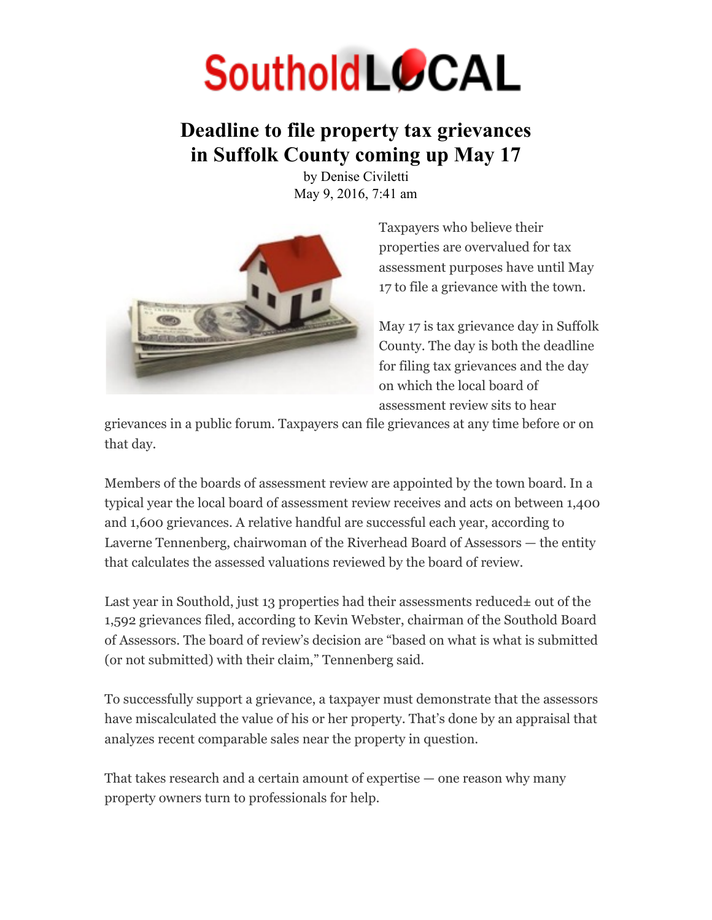SoutholdLOCAL

# Deadline to file property tax grievances in Suffolk County coming up May 17

by Denise Civiletti
May 9, 2016, 7:41 am

Taxpayers who believe their properties are overvalued for tax assessment purposes have until May 17 to file a grievance with the town.

May 17 is tax grievance day in Suffolk County. The day is both the deadline for filing tax grievances and the day on which the local board of assessment review sits to hear grievances in a public forum. Taxpayers can file grievances at any time before or on that day.

Members of the boards of assessment review are appointed by the town board. In a typical year the local board of assessment review receives and acts on between 1,400 and 1,600 grievances. A relative handful are successful each year, according to Laverne Tennenberg, chairwoman of the Riverhead Board of Assessors — the entity that calculates the assessed valuations reviewed by the board of review.

Last year in Southold, just 13 properties had their assessments reduced± out of the 1,592 grievances filed, according to Kevin Webster, chairman of the Southold Board of Assessors. The board of review's decision are "based on what is what is submitted (or not submitted) with their claim," Tennenberg said.

To successfully support a grievance, a taxpayer must demonstrate that the assessors have miscalculated the value of his or her property. That's done by an appraisal that analyzes recent comparable sales near the property in question.

That takes research and a certain amount of expertise — one reason why many property owners turn to professionals for help.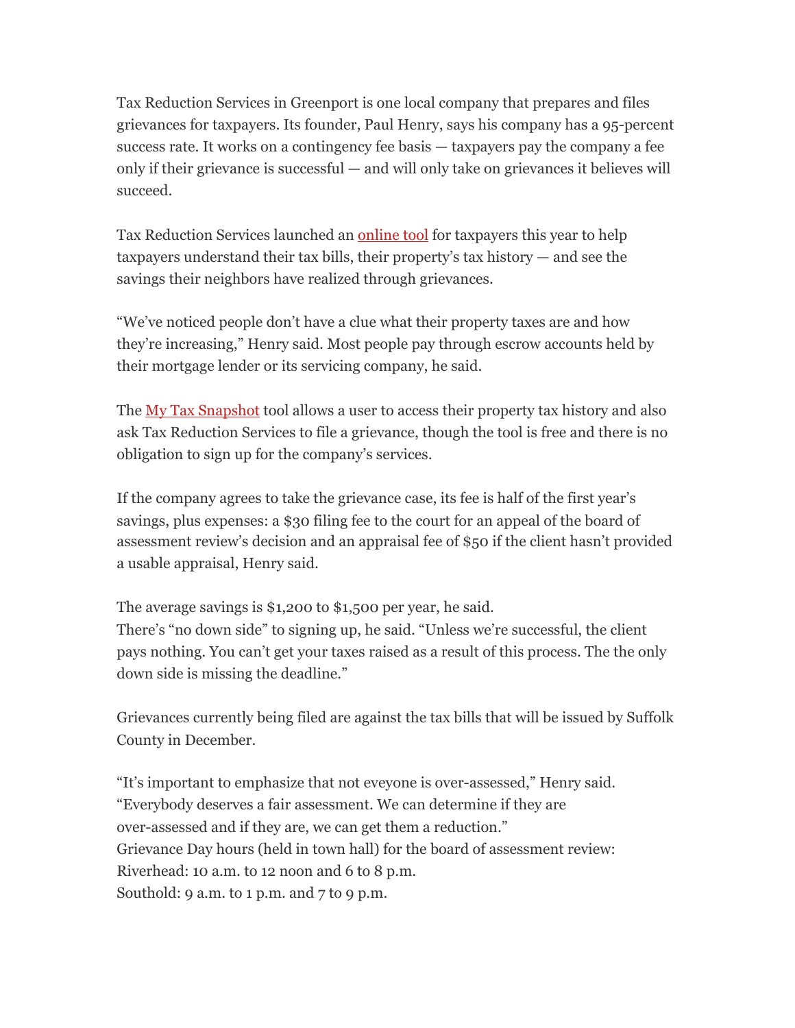Tax Reduction Services in Greenport is one local company that prepares and files grievances for taxpayers. Its founder, Paul Henry, says his company has a 95-percent success rate. It works on a contingency fee basis — taxpayers pay the company a fee only if their grievance is successful — and will only take on grievances it believes will succeed.

Tax Reduction Services launched an online tool for taxpayers this year to help taxpayers understand their tax bills, their property's tax history — and see the savings their neighbors have realized through grievances.

"We've noticed people don't have a clue what their property taxes are and how they're increasing," Henry said. Most people pay through escrow accounts held by their mortgage lender or its servicing company, he said.

The My Tax Snapshot tool allows a user to access their property tax history and also ask Tax Reduction Services to file a grievance, though the tool is free and there is no obligation to sign up for the company's services.

If the company agrees to take the grievance case, its fee is half of the first year's savings, plus expenses: a $30 filing fee to the court for an appeal of the board of assessment review's decision and an appraisal fee of $50 if the client hasn't provided a usable appraisal, Henry said.

The average savings is $1,200 to $1,500 per year, he said.
There's "no down side" to signing up, he said. "Unless we're successful, the client pays nothing. You can't get your taxes raised as a result of this process. The the only down side is missing the deadline."

Grievances currently being filed are against the tax bills that will be issued by Suffolk County in December.

"It's important to emphasize that not eveyone is over-assessed," Henry said. "Everybody deserves a fair assessment. We can determine if they are over-assessed and if they are, we can get them a reduction."
Grievance Day hours (held in town hall) for the board of assessment review:
Riverhead: 10 a.m. to 12 noon and 6 to 8 p.m.
Southold: 9 a.m. to 1 p.m. and 7 to 9 p.m.